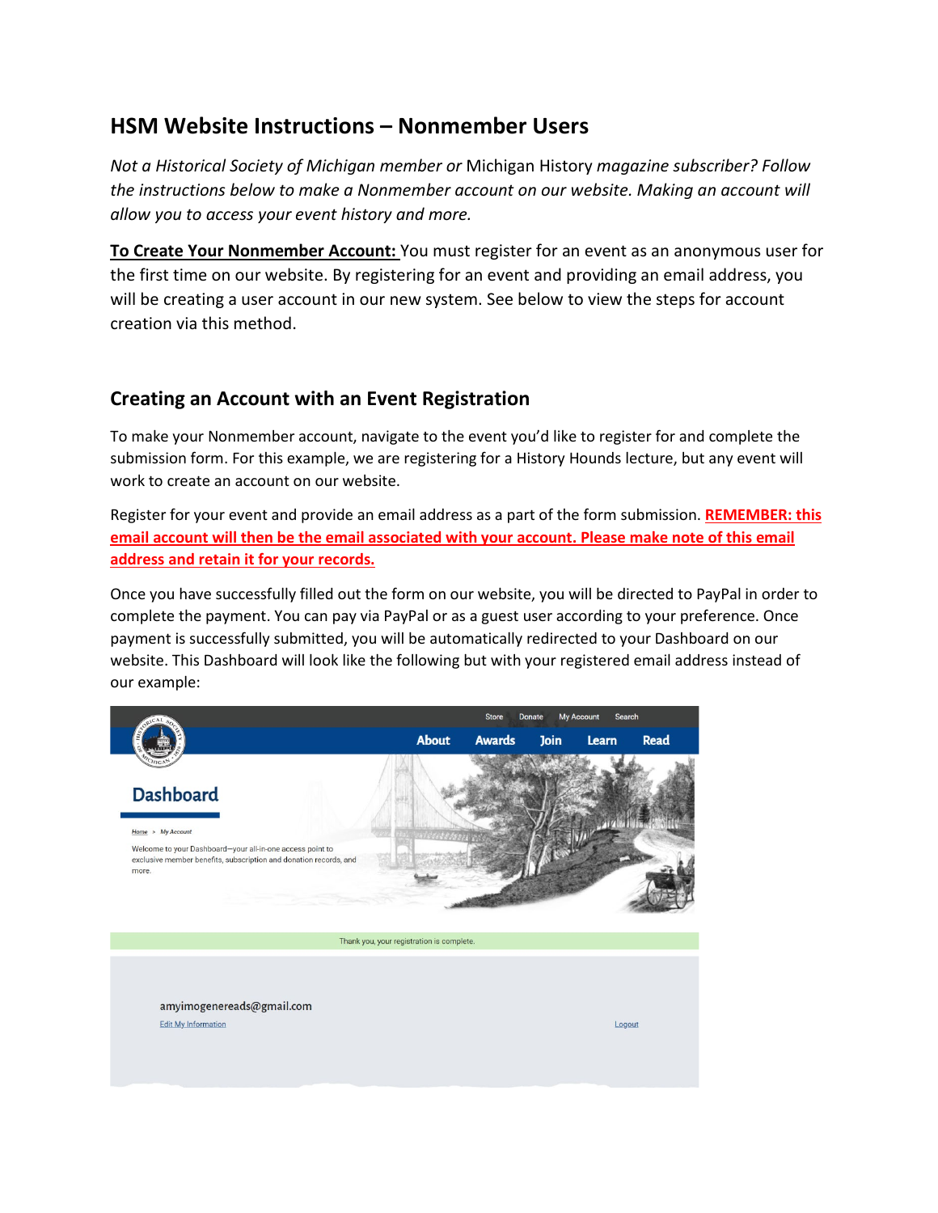# HSM Website Instructions – Nonmember Users

*Not a Historical Society of Michigan member or* Michigan History *magazine subscriber? Follow the instructions below to make a Nonmember account on our website. Making an account will allow you to access your event history and more.*

**To Create Your Nonmember Account:** You must register for an event as an anonymous user for the first time on our website. By registering for an event and providing an email address, you will be creating a user account in our new system. See below to view the steps for account creation via this method.

## Creating an Account with an Event Registration

To make your Nonmember account, navigate to the event you'd like to register for and complete the submission form. For this example, we are registering for a History Hounds lecture, but any event will work to create an account on our website.

Register for your event and provide an email address as a part of the form submission. **REMEMBER: this email account will then be the email associated with your account. Please make note of this email address and retain it for your records.**

Once you have successfully filled out the form on our website, you will be directed to PayPal in order to complete the payment. You can pay via PayPal or as a guest user according to your preference. Once payment is successfully submitted, you will be automatically redirected to your Dashboard on our website. This Dashboard will look like the following but with your registered email address instead of our example: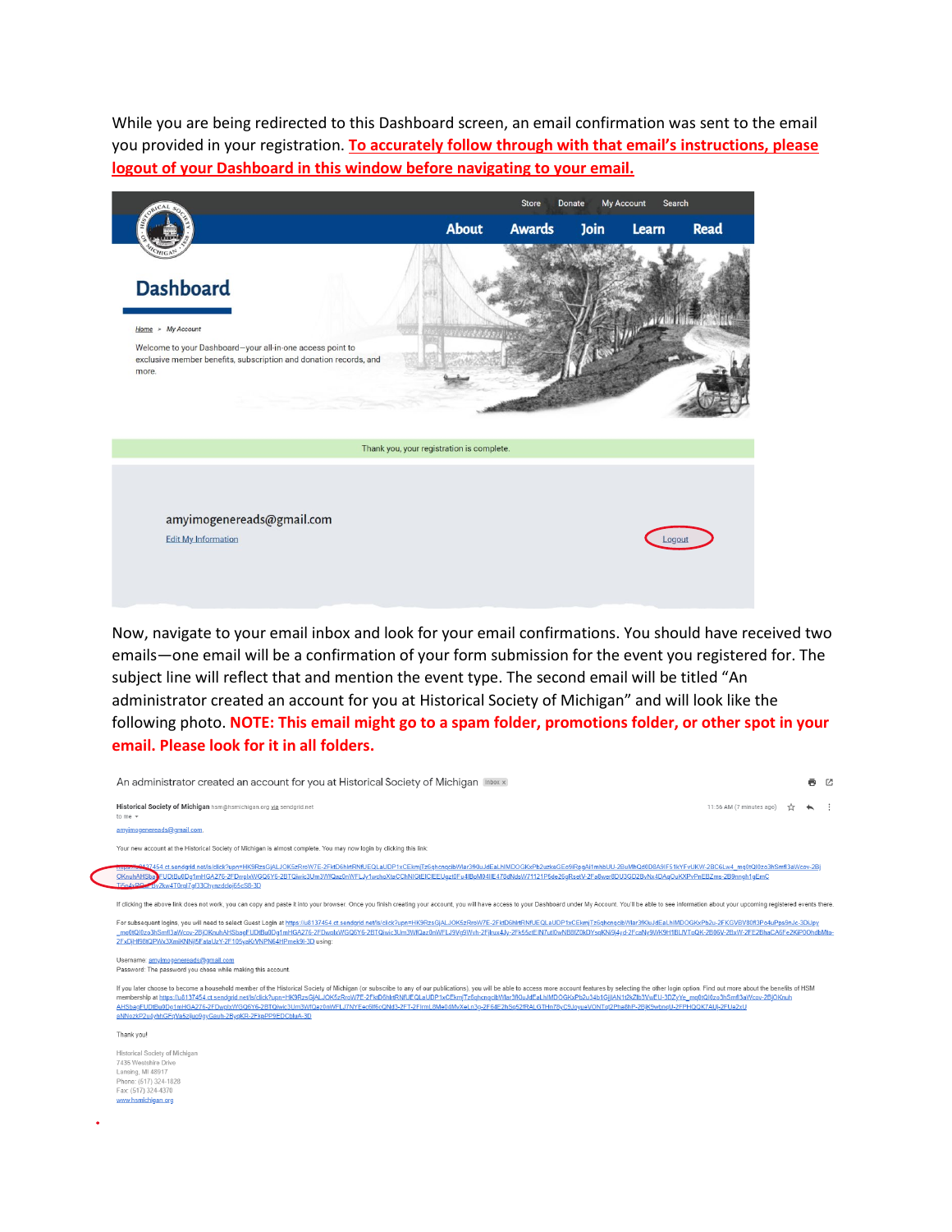While you are being redirected to this Dashboard screen, an email confirmation was sent to the email you provided in your registration. **To accurately follow through with that email's instructions, please logout of your Dashboard in this window before navigating to your email.**

Now, navigate to your email inbox and look for your email confirmations. You should have received two emails—one email will be a confirmation of your form submission for the event you registered for. The subject line will reflect that and mention the event type. The second email will be titled "An administrator created an account for you at Historical Society of Michigan" and will look like the following photo. **NOTE: This email might go to a spam folder, promotions folder, or other spot in your email. Please look for it in all folders.**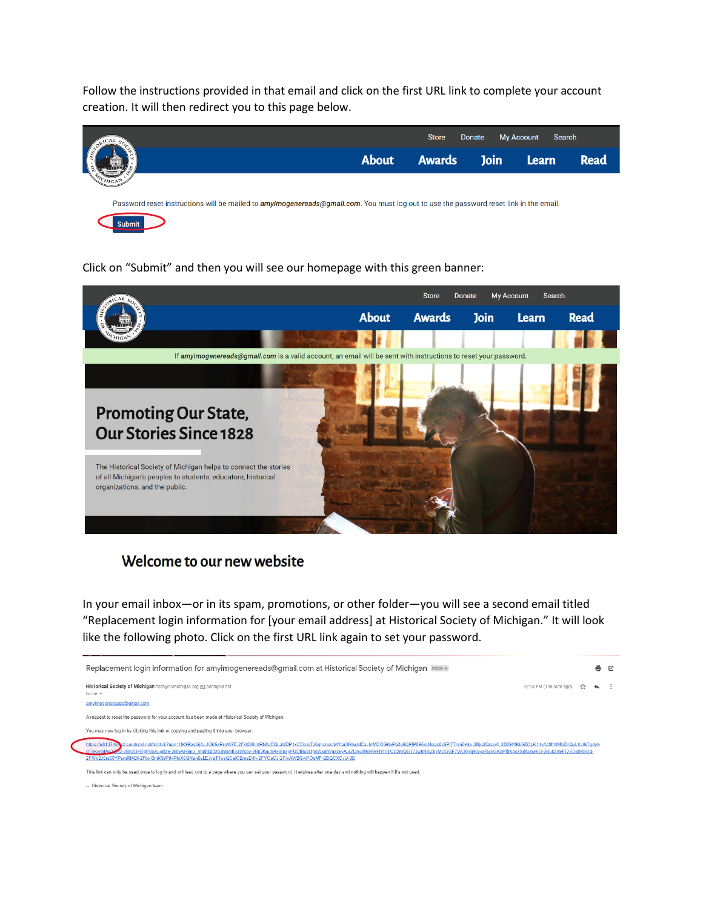Follow the instructions provided in that email and click on the first URL link to complete your account creation. It will then redirect you to this page below.

Store Donate My Account Search

About Awards Join Learn Read

Password reset instructions will be mailed to *amyimogenereads@gmail.com*. You must log out to use the password reset link in the email.

Submit

Click on "Submit" and then you will see our homepage with this green banner:

Store Donate My Account Search

About Awards Join Learn Read

If *amyimogenereads@gmail.com* is a valid account, an email will be sent with instructions to reset your password.

Promoting Our State, Our Stories Since 1828

The Historical Society of Michigan helps to connect the stories of all Michigan's peoples to students, educators, historical organizations, and the public.

Welcome to our new website

In your email inbox—or in its spam, promotions, or other folder—you will see a second email titled "Replacement login information for [your email address] at Historical Society of Michigan." It will look like the following photo. Click on the first URL link again to set your password.

Replacement login information for amyimogenereads@gmail.com at Historical Society of Michigan

Historical Society of Michigan hsm@hsmichigan.org via sendgrid.net
to me

12:13 PM (1 minute ago)

amyimogenereads@gmail.com

A request to reset the password for your account has been made at Historical Society of Michigan.

You may now log in by clicking this link or copying and pasting it into your browser:

https://u813745...ct.sendgrid.net/ls/click?upn=...

This link can only be used once to log in and will lead you to a page where you can set your password. It expires after one day and nothing will happen if it's not used.

-- Historical Society of Michigan team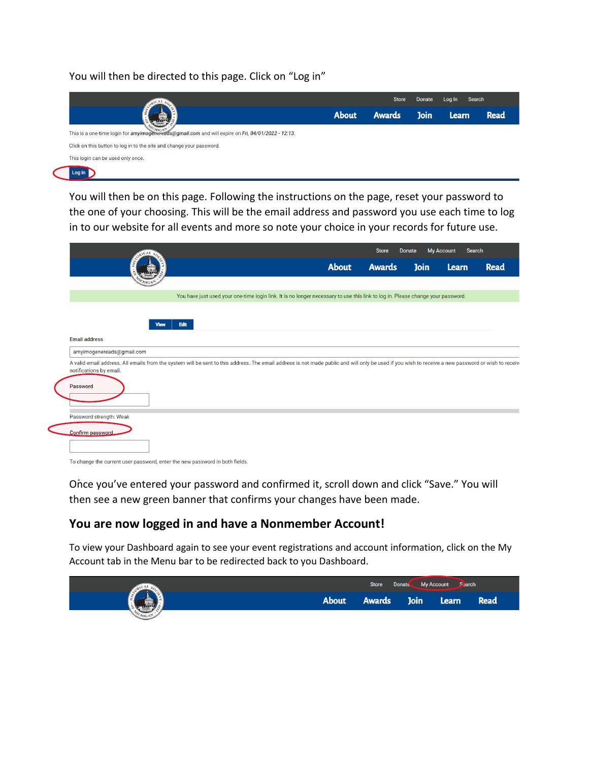You will then be directed to this page. Click on "Log in"

Store Donate Log In Search

About Awards Join Learn Read

This is a one-time login for amyimogenereads@gmail.com and will expire on Fri, 04/01/2022 - 12:13.

Click on this button to log in to the site and change your password.

This login can be used only once.

Log in

You will then be on this page. Following the instructions on the page, reset your password to the one of your choosing. This will be the email address and password you use each time to log in to our website for all events and more so note your choice in your records for future use.

Store Donate My Account Search

About Awards Join Learn Read

You have just used your one-time login link. It is no longer necessary to use this link to log in. Please change your password.

View Edit

Email address

amyimogenereads@gmail.com

A valid email address. All emails from the system will be sent to this address. The email address is not made public and will only be used if you wish to receive a new password or wish to receiv notifications by email.

Password

Password strength: Weak

Confirm password

To change the current user password, enter the new password in both fields.

Once you've entered your password and confirmed it, scroll down and click "Save." You will then see a new green banner that confirms your changes have been made.

## You are now logged in and have a Nonmember Account!

To view your Dashboard again to see your event registrations and account information, click on the My Account tab in the Menu bar to be redirected back to you Dashboard.

Store Donate My Account Search

About Awards Join Learn Read